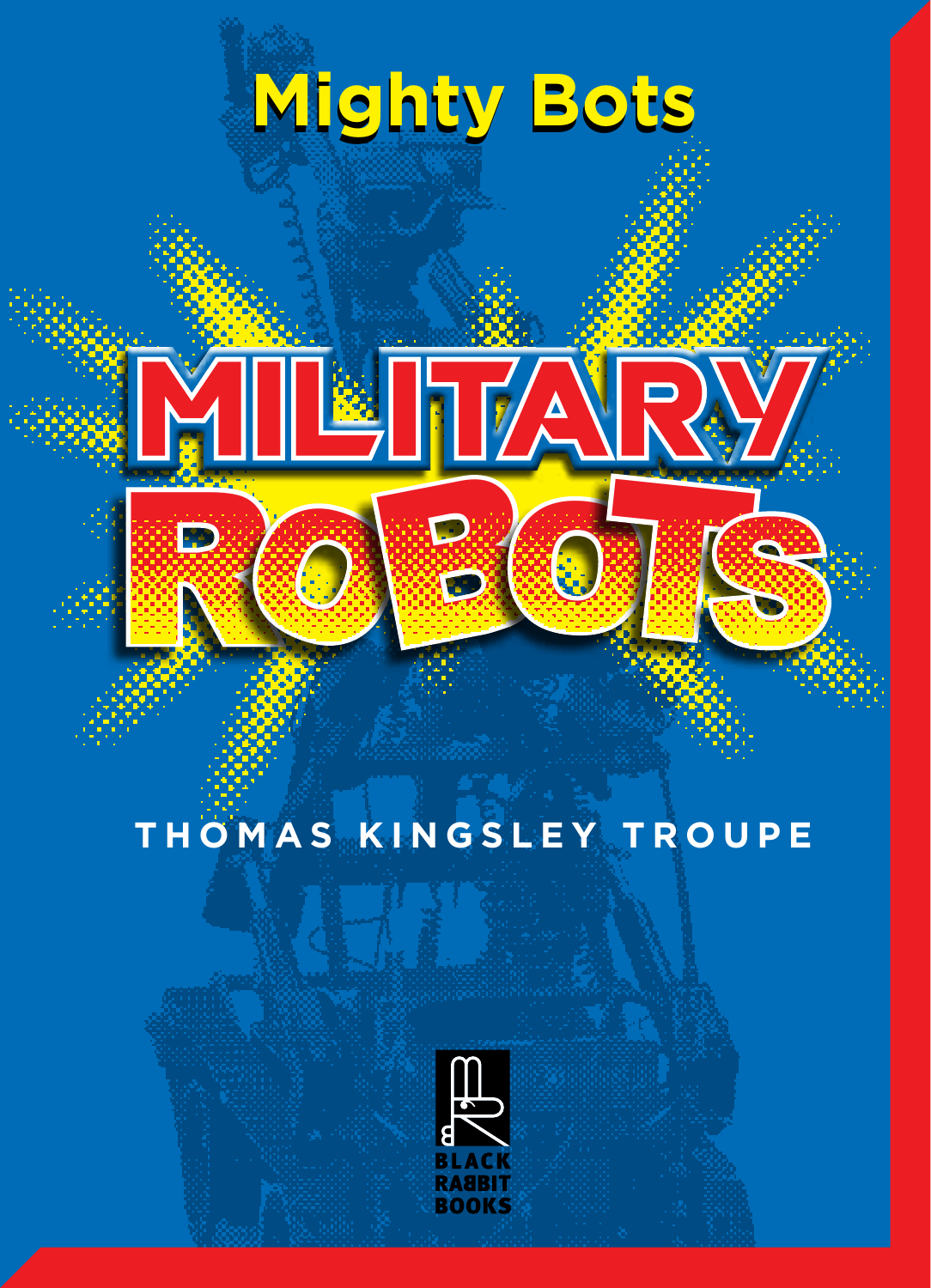Mighty Bots

# MILITARY ROBOTS

THOMAS KINGSLEY TROUPE

BLACK RABBIT BOOKS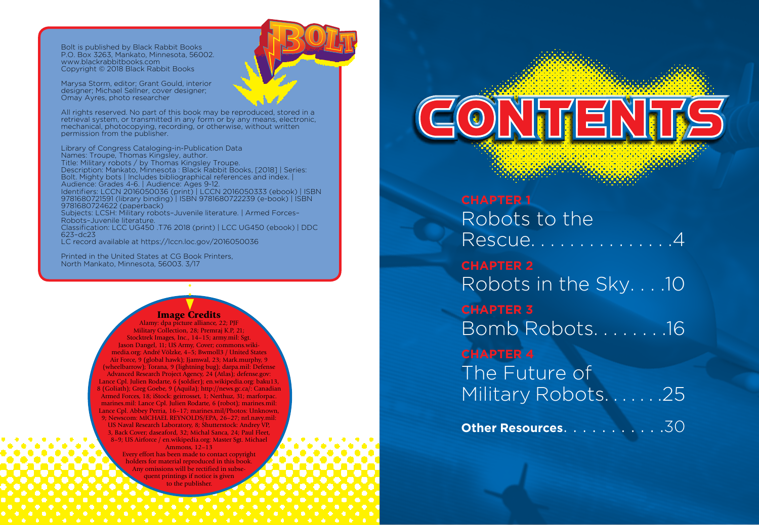Bolt is published by Black Rabbit Books
P.O. Box 3263, Mankato, Minnesota, 56002.
www.blackrabbitbooks.com
Copyright © 2018 Black Rabbit Books

Marysa Storm, editor; Grant Gould, interior designer; Michael Sellner, cover designer; Omay Ayres, photo researcher

All rights reserved. No part of this book may be reproduced, stored in a retrieval system, or transmitted in any form or by any means, electronic, mechanical, photocopying, recording, or otherwise, without written permission from the publisher.

Library of Congress Cataloging-in-Publication Data
Names: Troupe, Thomas Kingsley, author.
Title: Military robots / by Thomas Kingsley Troupe.
Description: Mankato, Minnesota : Black Rabbit Books, [2018] | Series: Bolt. Mighty bots | Includes bibliographical references and index. | Audience: Grades 4-6. | Audience: Ages 9-12.
Identifiers: LCCN 2016050036 (print) | LCCN 2016050333 (ebook) | ISBN 9781680721591 (library binding) | ISBN 9781680722239 (e-book) | ISBN 9781680724622 (paperback)
Subjects: LCSH: Military robots–Juvenile literature. | Armed Forces–Robots–Juvenile literature.
Classification: LCC UG450 .T76 2018 (print) | LCC UG450 (ebook) | DDC 623–dc23
LC record available at https://lccn.loc.gov/2016050036

Printed in the United States at CG Book Printers, North Mankato, Minnesota, 56003. 3/17

**Image Credits**

Alamy: dpa picture alliance, 22; PJF Military Collection, 28; Premraj K.P, 21; Stocktrek Images, Inc., 14–15; army.mil: Sgt. Jason Dangel, 11; US Army, Cover; commons.wikimedia.org: André Völzke, 4–5; Bwmoll3 / United States Air Force, 9 (global hawk); Jjamwal, 23; Mark.murphy, 9 (wheelbarrow); Torana, 9 (lightning bug); darpa.mil: Defense Advanced Research Project Agency, 24 (Atlas); defense.gov: Lance Cpl. Julien Rodarte, 6 (soldier); en.wikipedia.org: baku13, 8 (Goliath); Greg Goebe, 9 (Aquila); http://news.gc.ca/: Canadian Armed Forces, 18; iStock: geirrosset, 1; Nerthuz, 31; marforpac.marines.mil: Lance Cpl. Julien Rodarte, 6 (robot); marines.mil: Lance Cpl. Abbey Perria, 16–17; marines.mil/Photos: Unknown, 9; Newscom: MICHAEL REYNOLDS/EPA, 26–27; nrl.navy.mil: US Naval Research Laboratory, 8; Shutterstock: Andrey VP, 3, Back Cover; daseaford, 32; Michal Sanca, 24; Paul Fleet, 8–9; US Airforce / en.wikipedia.org: Master Sgt. Michael Ammons, 12–13

Every effort has been made to contact copyright holders for material reproduced in this book. Any omissions will be rectified in subsequent printings if notice is given to the publisher.

# CONTENTS

**CHAPTER 1**
Robots to the Rescue. . . . . . . . . . . . . . .4

**CHAPTER 2**
Robots in the Sky. . . .10

**CHAPTER 3**
Bomb Robots. . . . . . . .16

**CHAPTER 4**
The Future of Military Robots. . . . . . .25

**Other Resources**. . . . . . . . . . .30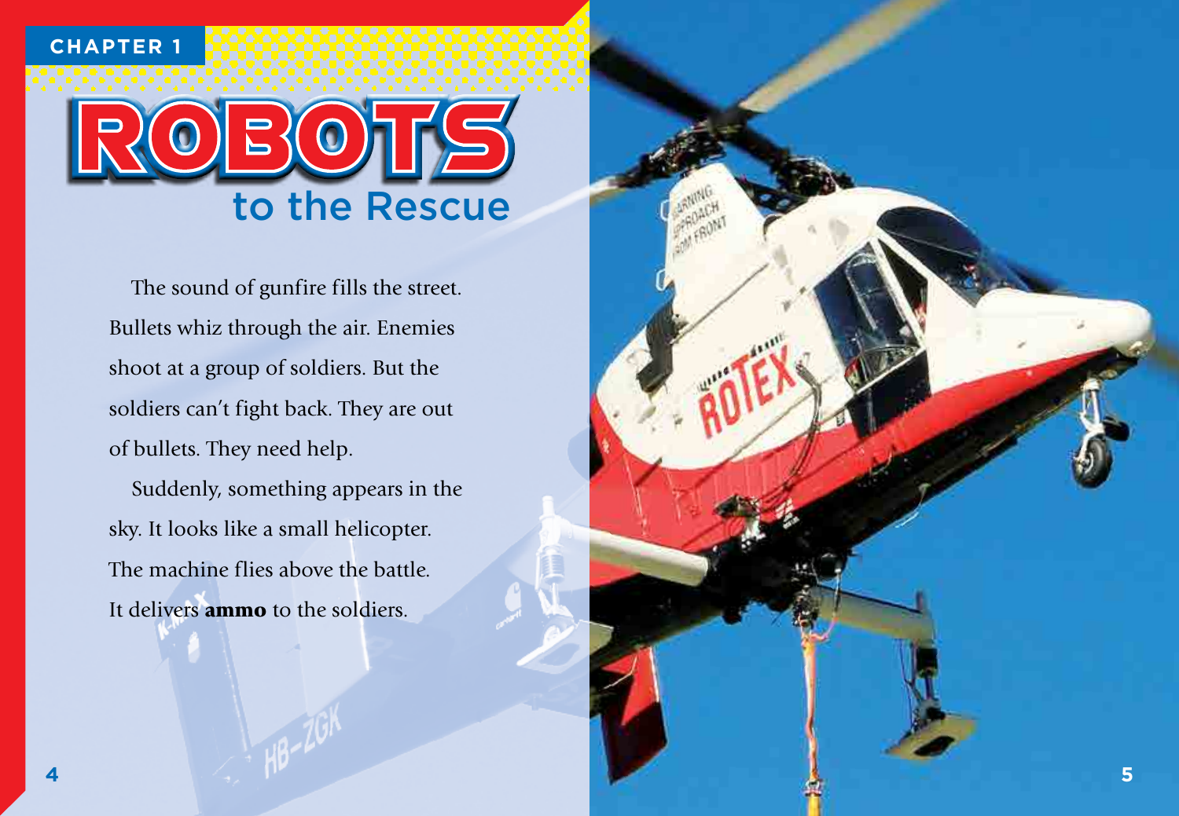CHAPTER 1

# ROBOTS to the Rescue

The sound of gunfire fills the street. Bullets whiz through the air. Enemies shoot at a group of soldiers. But the soldiers can't fight back. They are out of bullets. They need help.

Suddenly, something appears in the sky. It looks like a small helicopter. The machine flies above the battle. It delivers **ammo** to the soldiers.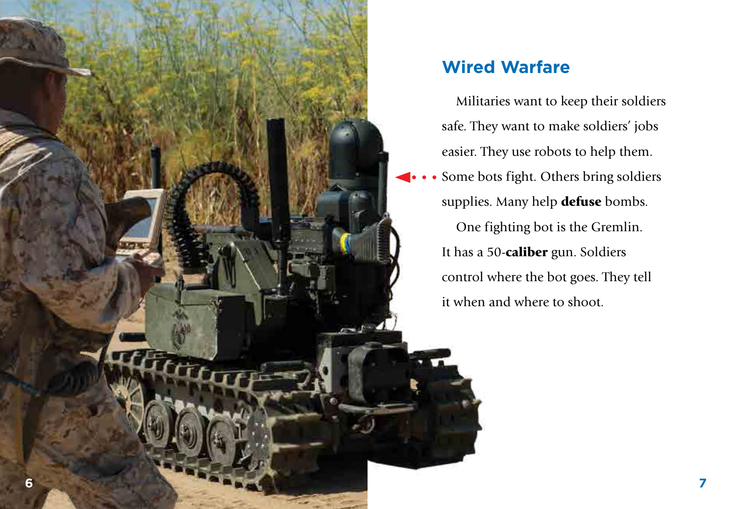## Wired Warfare

Militaries want to keep their soldiers safe. They want to make soldiers' jobs easier. They use robots to help them. Some bots fight. Others bring soldiers supplies. Many help **defuse** bombs.

One fighting bot is the Gremlin. It has a 50-**caliber** gun. Soldiers control where the bot goes. They tell it when and where to shoot.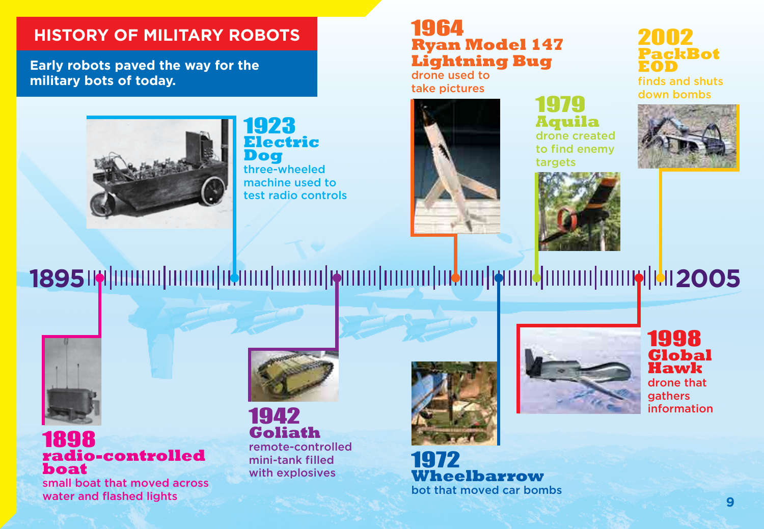## HISTORY OF MILITARY ROBOTS

**Early robots paved the way for the military bots of today.**

1895 — 2005

### 1898
**radio-controlled boat**
small boat that moved across water and flashed lights

### 1923
**Electric Dog**
three-wheeled machine used to test radio controls

### 1942
**Goliath**
remote-controlled mini-tank filled with explosives

### 1964
**Ryan Model 147 Lightning Bug**
drone used to take pictures

### 1972
**Wheelbarrow**
bot that moved car bombs

### 1979
**Aquila**
drone created to find enemy targets

### 1998
**Global Hawk**
drone that gathers information

### 2002
**PackBot EOD**
finds and shuts down bombs